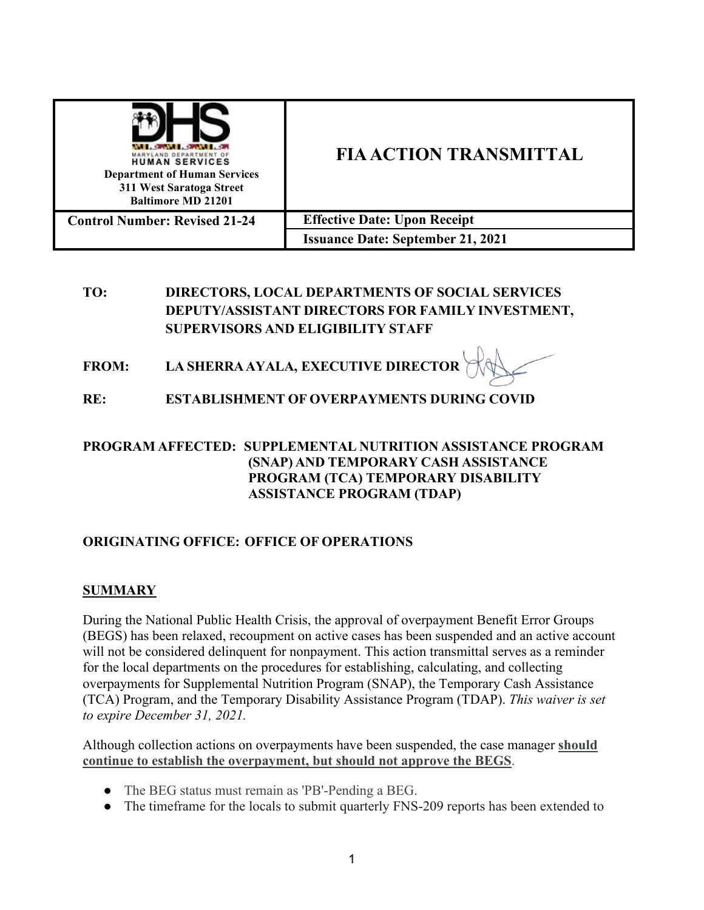| Department of Human Services<br>311 West Saratoga Street<br>Baltimore MD 21201 | **FIA ACTION TRANSMITTAL** |
| --- | --- |
| **Control Number: Revised 21-24** | **Effective Date: Upon Receipt** |
| | **Issuance Date: September 21, 2021** |

**TO:** DIRECTORS, LOCAL DEPARTMENTS OF SOCIAL SERVICES DEPUTY/ASSISTANT DIRECTORS FOR FAMILY INVESTMENT, SUPERVISORS AND ELIGIBILITY STAFF

**FROM:** LA SHERRA AYALA, EXECUTIVE DIRECTOR

**RE:** ESTABLISHMENT OF OVERPAYMENTS DURING COVID

**PROGRAM AFFECTED:** SUPPLEMENTAL NUTRITION ASSISTANCE PROGRAM (SNAP) AND TEMPORARY CASH ASSISTANCE PROGRAM (TCA) TEMPORARY DISABILITY ASSISTANCE PROGRAM (TDAP)

**ORIGINATING OFFICE:** OFFICE OF OPERATIONS

## SUMMARY

During the National Public Health Crisis, the approval of overpayment Benefit Error Groups (BEGS) has been relaxed, recoupment on active cases has been suspended and an active account will not be considered delinquent for nonpayment. This action transmittal serves as a reminder for the local departments on the procedures for establishing, calculating, and collecting overpayments for Supplemental Nutrition Program (SNAP), the Temporary Cash Assistance (TCA) Program, and the Temporary Disability Assistance Program (TDAP). *This waiver is set to expire December 31, 2021.*

Although collection actions on overpayments have been suspended, the case manager **should continue to establish the overpayment, but should not approve the BEGS**.

- The BEG status must remain as 'PB'-Pending a BEG.
- The timeframe for the locals to submit quarterly FNS-209 reports has been extended to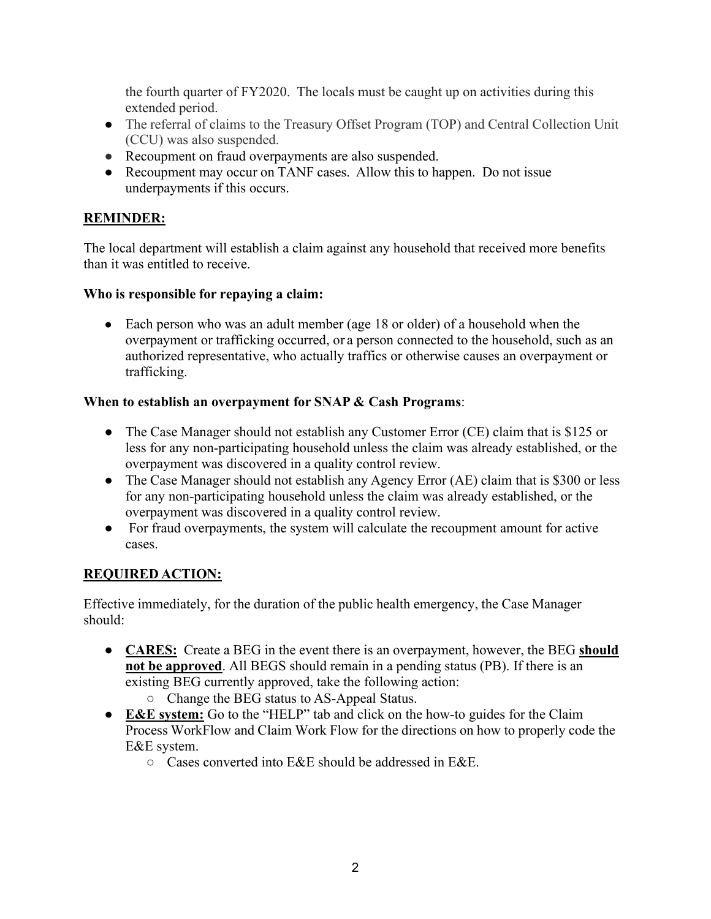the fourth quarter of FY2020. The locals must be caught up on activities during this extended period.

- The referral of claims to the Treasury Offset Program (TOP) and Central Collection Unit (CCU) was also suspended.
- Recoupment on fraud overpayments are also suspended.
- Recoupment may occur on TANF cases. Allow this to happen. Do not issue underpayments if this occurs.

## REMINDER:

The local department will establish a claim against any household that received more benefits than it was entitled to receive.

### Who is responsible for repaying a claim:

- Each person who was an adult member (age 18 or older) of a household when the overpayment or trafficking occurred, or a person connected to the household, such as an authorized representative, who actually traffics or otherwise causes an overpayment or trafficking.

### When to establish an overpayment for SNAP & Cash Programs:

- The Case Manager should not establish any Customer Error (CE) claim that is $125 or less for any non-participating household unless the claim was already established, or the overpayment was discovered in a quality control review.
- The Case Manager should not establish any Agency Error (AE) claim that is $300 or less for any non-participating household unless the claim was already established, or the overpayment was discovered in a quality control review.
- For fraud overpayments, the system will calculate the recoupment amount for active cases.

## REQUIRED ACTION:

Effective immediately, for the duration of the public health emergency, the Case Manager should:

- **CARES:** Create a BEG in the event there is an overpayment, however, the BEG **should not be approved**. All BEGS should remain in a pending status (PB). If there is an existing BEG currently approved, take the following action:
  - Change the BEG status to AS-Appeal Status.
- **E&E system:** Go to the "HELP" tab and click on the how-to guides for the Claim Process WorkFlow and Claim Work Flow for the directions on how to properly code the E&E system.
  - Cases converted into E&E should be addressed in E&E.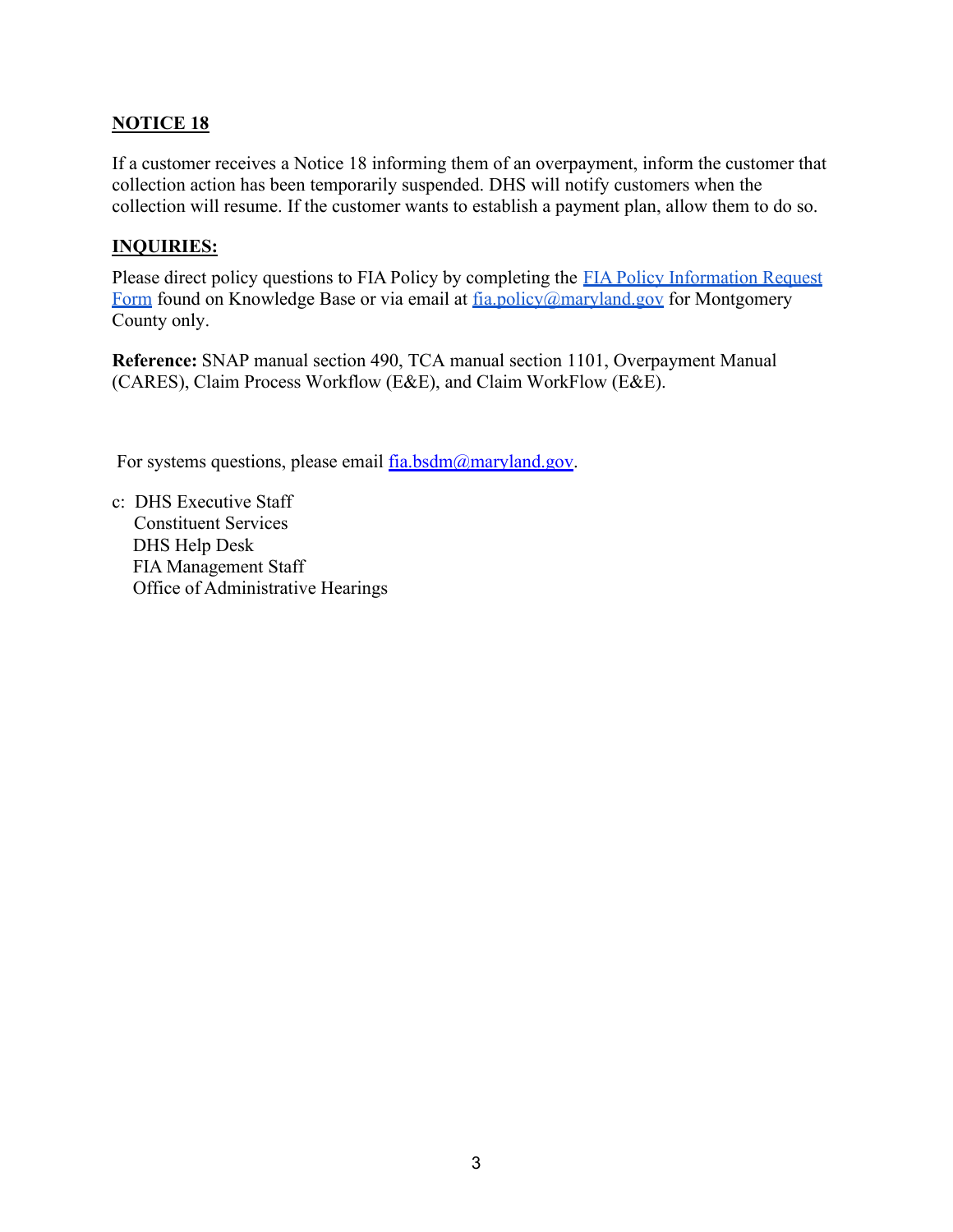## NOTICE 18

If a customer receives a Notice 18 informing them of an overpayment, inform the customer that collection action has been temporarily suspended. DHS will notify customers when the collection will resume. If the customer wants to establish a payment plan, allow them to do so.

## INQUIRIES:

Please direct policy questions to FIA Policy by completing the FIA Policy Information Request Form found on Knowledge Base or via email at fia.policy@maryland.gov for Montgomery County only.

**Reference:** SNAP manual section 490, TCA manual section 1101, Overpayment Manual (CARES), Claim Process Workflow (E&E), and Claim WorkFlow (E&E).

For systems questions, please email fia.bsdm@maryland.gov.

c: DHS Executive Staff
Constituent Services
DHS Help Desk
FIA Management Staff
Office of Administrative Hearings